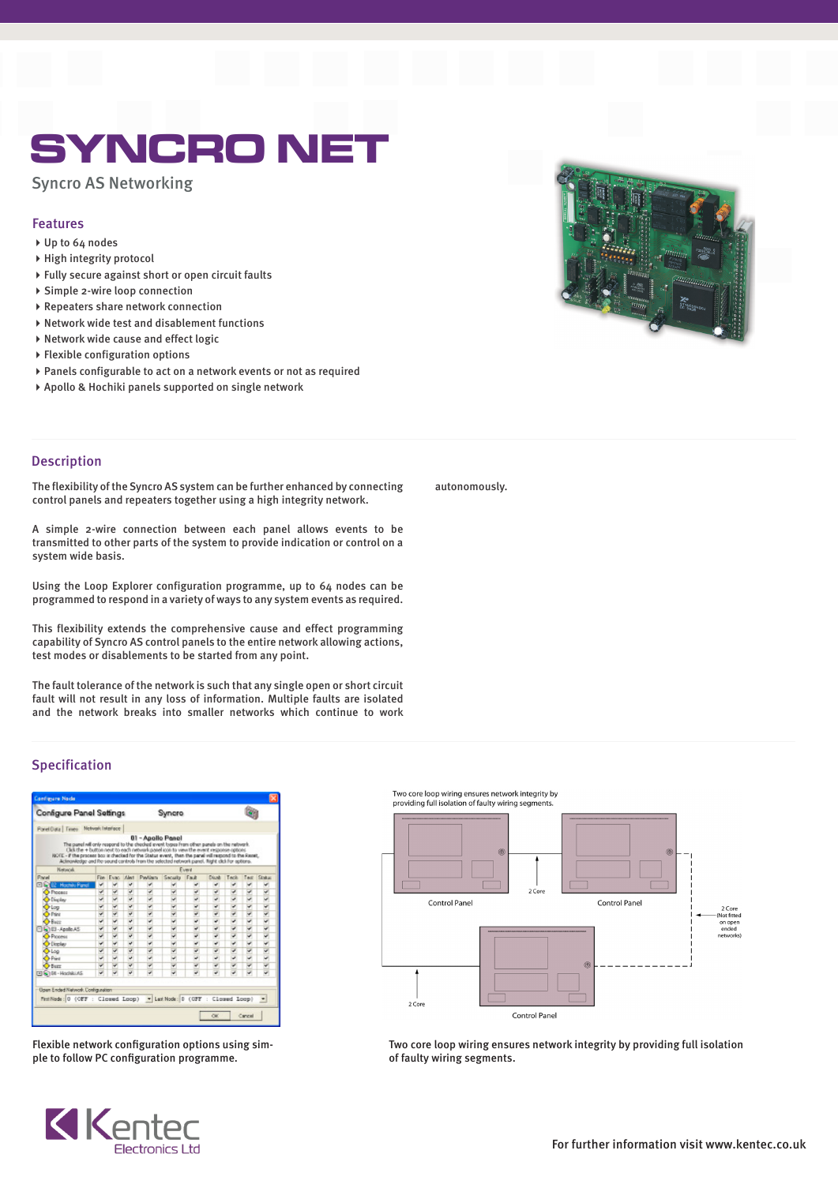# SYNCRO NET

Syncro AS Networking

## Features

- Up to 64 nodes
- High integrity protocol
- Fully secure against short or open circuit faults
- Simple 2-wire loop connection
- Repeaters share network connection
- Network wide test and disablement functions
- Network wide cause and effect logic
- Flexible configuration options
- Panels configurable to act on a network events or not as required
- Apollo & Hochiki panels supported on single network

## Description

The flexibility of the Syncro AS system can be further enhanced by connecting control panels and repeaters together using a high integrity network.

A simple 2-wire connection between each panel allows events to be transmitted to other parts of the system to provide indication or control on a system wide basis.

Using the Loop Explorer configuration programme, up to 64 nodes can be programmed to respond in a variety of ways to any system events as required.

This flexibility extends the comprehensive cause and effect programming capability of Syncro AS control panels to the entire network allowing actions, test modes or disablements to be started from any point.

The fault tolerance of the network is such that any single open or short circuit fault will not result in any loss of information. Multiple faults are isolated and the network breaks into smaller networks which continue to work autonomously.

## Specification

Flexible network configuration options using simple to follow PC configuration programme.

Two core loop wiring ensures network integrity by providing full isolation of faulty wiring segments.

Kentec Electronics Ltd

For further information visit www.kentec.co.uk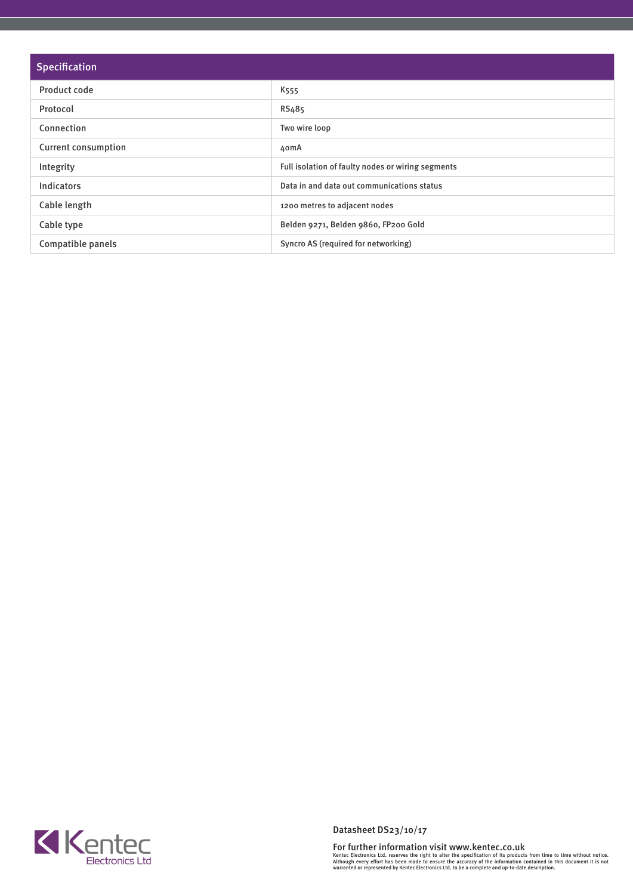## Specification

| | |
|---|---|
| Product code | K555 |
| Protocol | RS485 |
| Connection | Two wire loop |
| Current consumption | 40mA |
| Integrity | Full isolation of faulty nodes or wiring segments |
| Indicators | Data in and data out communications status |
| Cable length | 1200 metres to adjacent nodes |
| Cable type | Belden 9271, Belden 9860, FP200 Gold |
| Compatible panels | Syncro AS (required for networking) |

Kentec Electronics Ltd

Datasheet DS23/10/17

For further information visit www.kentec.co.uk

Kentec Electronics Ltd. reserves the right to alter the specification of its products from time to time without notice. Although every effort has been made to ensure the accuracy of the information contained in this document it is not warranted or represented by Kentec Electronics Ltd. to be a complete and up-to-date description.